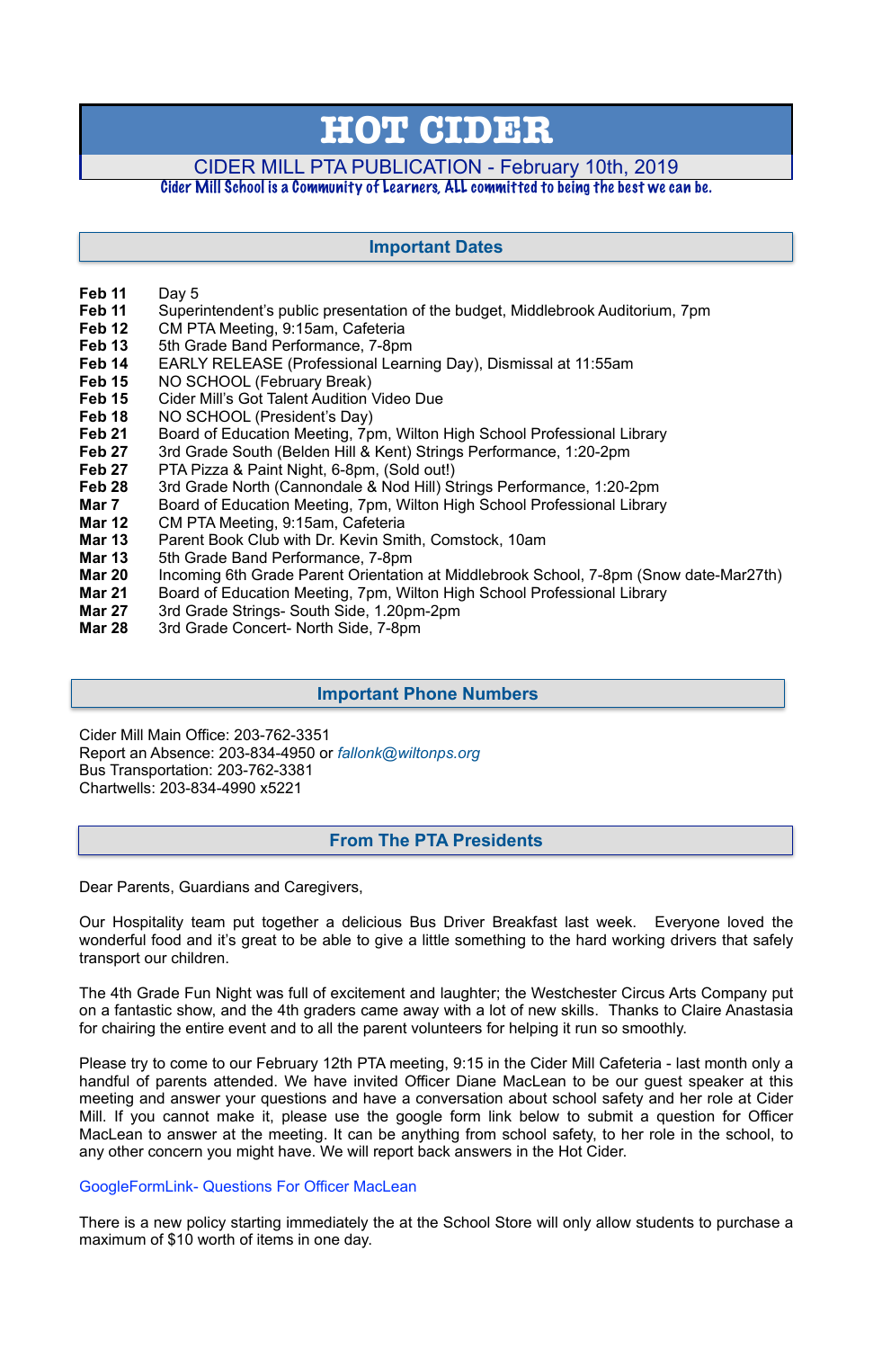# HOT CIDER

CIDER MILL PTA PUBLICATION - February 10th, 2019

Cider Mill School is a Community of Learners, ALL committed to being the best we can be.

## Important Dates

| | |
|---|---|
| **Feb 11** | Day 5 |
| **Feb 11** | Superintendent's public presentation of the budget, Middlebrook Auditorium, 7pm |
| **Feb 12** | CM PTA Meeting, 9:15am, Cafeteria |
| **Feb 13** | 5th Grade Band Performance, 7-8pm |
| **Feb 14** | EARLY RELEASE (Professional Learning Day), Dismissal at 11:55am |
| **Feb 15** | NO SCHOOL (February Break) |
| **Feb 15** | Cider Mill's Got Talent Audition Video Due |
| **Feb 18** | NO SCHOOL (President's Day) |
| **Feb 21** | Board of Education Meeting, 7pm, Wilton High School Professional Library |
| **Feb 27** | 3rd Grade South (Belden Hill & Kent) Strings Performance, 1:20-2pm |
| **Feb 27** | PTA Pizza & Paint Night, 6-8pm, (Sold out!) |
| **Feb 28** | 3rd Grade North (Cannondale & Nod Hill) Strings Performance, 1:20-2pm |
| **Mar 7** | Board of Education Meeting, 7pm, Wilton High School Professional Library |
| **Mar 12** | CM PTA Meeting, 9:15am, Cafeteria |
| **Mar 13** | Parent Book Club with Dr. Kevin Smith, Comstock, 10am |
| **Mar 13** | 5th Grade Band Performance, 7-8pm |
| **Mar 20** | Incoming 6th Grade Parent Orientation at Middlebrook School, 7-8pm (Snow date-Mar27th) |
| **Mar 21** | Board of Education Meeting, 7pm, Wilton High School Professional Library |
| **Mar 27** | 3rd Grade Strings- South Side, 1.20pm-2pm |
| **Mar 28** | 3rd Grade Concert- North Side, 7-8pm |

## Important Phone Numbers

Cider Mill Main Office: 203-762-3351  
Report an Absence: 203-834-4950 or *fallonk@wiltonps.org*  
Bus Transportation: 203-762-3381  
Chartwells: 203-834-4990 x5221

## From The PTA Presidents

Dear Parents, Guardians and Caregivers,

Our Hospitality team put together a delicious Bus Driver Breakfast last week. Everyone loved the wonderful food and it's great to be able to give a little something to the hard working drivers that safely transport our children.

The 4th Grade Fun Night was full of excitement and laughter; the Westchester Circus Arts Company put on a fantastic show, and the 4th graders came away with a lot of new skills. Thanks to Claire Anastasia for chairing the entire event and to all the parent volunteers for helping it run so smoothly.

Please try to come to our February 12th PTA meeting, 9:15 in the Cider Mill Cafeteria - last month only a handful of parents attended. We have invited Officer Diane MacLean to be our guest speaker at this meeting and answer your questions and have a conversation about school safety and her role at Cider Mill. If you cannot make it, please use the google form link below to submit a question for Officer MacLean to answer at the meeting. It can be anything from school safety, to her role in the school, to any other concern you might have. We will report back answers in the Hot Cider.

GoogleFormLink- Questions For Officer MacLean

There is a new policy starting immediately the at the School Store will only allow students to purchase a maximum of $10 worth of items in one day.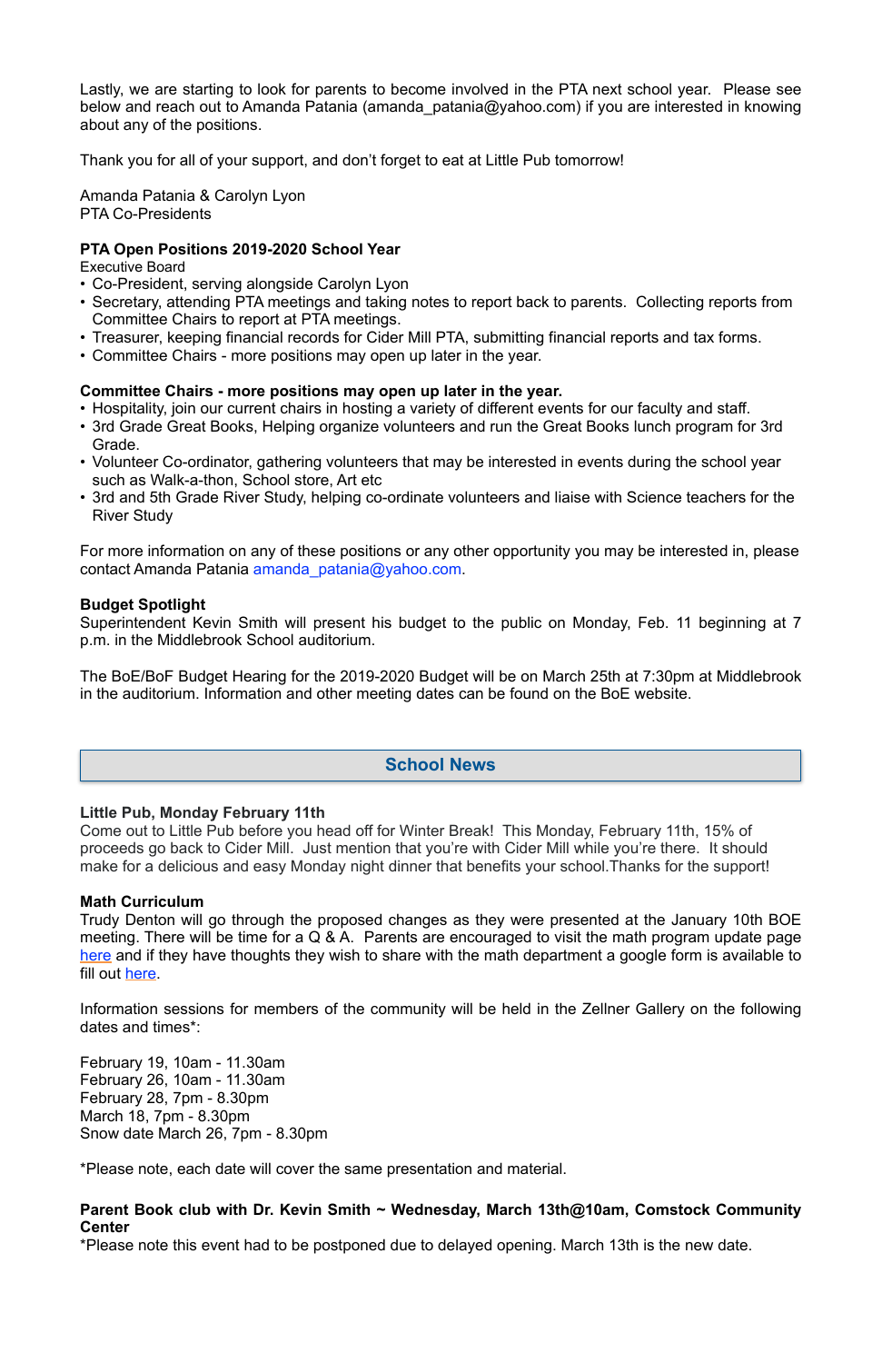Lastly, we are starting to look for parents to become involved in the PTA next school year. Please see below and reach out to Amanda Patania (amanda_patania@yahoo.com) if you are interested in knowing about any of the positions.

Thank you for all of your support, and don't forget to eat at Little Pub tomorrow!

Amanda Patania & Carolyn Lyon
PTA Co-Presidents

**PTA Open Positions 2019-2020 School Year**
Executive Board

- Co-President, serving alongside Carolyn Lyon
- Secretary, attending PTA meetings and taking notes to report back to parents. Collecting reports from Committee Chairs to report at PTA meetings.
- Treasurer, keeping financial records for Cider Mill PTA, submitting financial reports and tax forms.
- Committee Chairs - more positions may open up later in the year.

**Committee Chairs - more positions may open up later in the year.**

- Hospitality, join our current chairs in hosting a variety of different events for our faculty and staff.
- 3rd Grade Great Books, Helping organize volunteers and run the Great Books lunch program for 3rd Grade.
- Volunteer Co-ordinator, gathering volunteers that may be interested in events during the school year such as Walk-a-thon, School store, Art etc
- 3rd and 5th Grade River Study, helping co-ordinate volunteers and liaise with Science teachers for the River Study

For more information on any of these positions or any other opportunity you may be interested in, please contact Amanda Patania amanda_patania@yahoo.com.

**Budget Spotlight**
Superintendent Kevin Smith will present his budget to the public on Monday, Feb. 11 beginning at 7 p.m. in the Middlebrook School auditorium.

The BoE/BoF Budget Hearing for the 2019-2020 Budget will be on March 25th at 7:30pm at Middlebrook in the auditorium. Information and other meeting dates can be found on the BoE website.

## School News

**Little Pub, Monday February 11th**
Come out to Little Pub before you head off for Winter Break! This Monday, February 11th, 15% of proceeds go back to Cider Mill. Just mention that you're with Cider Mill while you're there. It should make for a delicious and easy Monday night dinner that benefits your school.Thanks for the support!

**Math Curriculum**
Trudy Denton will go through the proposed changes as they were presented at the January 10th BOE meeting. There will be time for a Q & A. Parents are encouraged to visit the math program update page here and if they have thoughts they wish to share with the math department a google form is available to fill out here.

Information sessions for members of the community will be held in the Zellner Gallery on the following dates and times*:

February 19, 10am - 11.30am
February 26, 10am - 11.30am
February 28, 7pm - 8.30pm
March 18, 7pm - 8.30pm
Snow date March 26, 7pm - 8.30pm

*Please note, each date will cover the same presentation and material.

**Parent Book club with Dr. Kevin Smith ~ Wednesday, March 13th@10am, Comstock Community Center**
*Please note this event had to be postponed due to delayed opening. March 13th is the new date.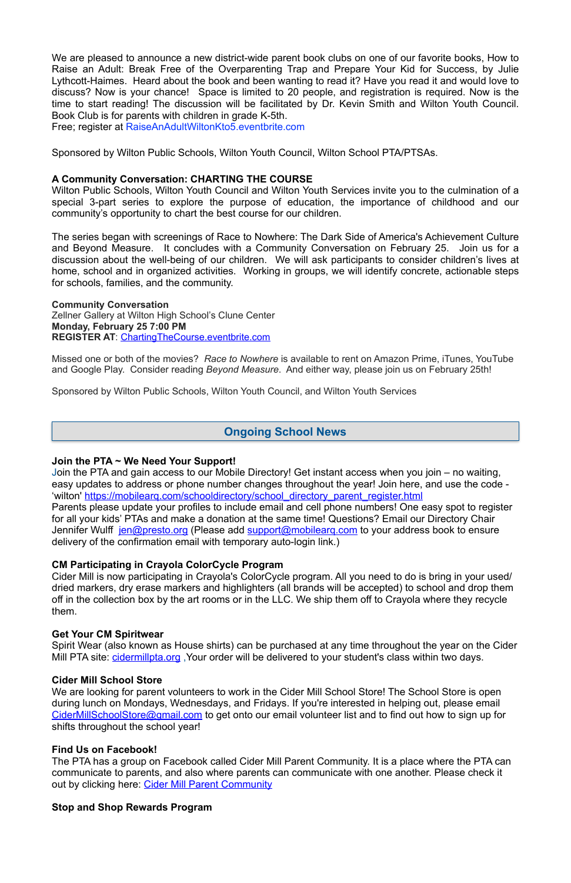We are pleased to announce a new district-wide parent book clubs on one of our favorite books, How to Raise an Adult: Break Free of the Overparenting Trap and Prepare Your Kid for Success, by Julie Lythcott-Haimes. Heard about the book and been wanting to read it? Have you read it and would love to discuss? Now is your chance! Space is limited to 20 people, and registration is required. Now is the time to start reading! The discussion will be facilitated by Dr. Kevin Smith and Wilton Youth Council. Book Club is for parents with children in grade K-5th.
Free; register at RaiseAnAdultWiltonKto5.eventbrite.com

Sponsored by Wilton Public Schools, Wilton Youth Council, Wilton School PTA/PTSAs.

**A Community Conversation: CHARTING THE COURSE**
Wilton Public Schools, Wilton Youth Council and Wilton Youth Services invite you to the culmination of a special 3-part series to explore the purpose of education, the importance of childhood and our community's opportunity to chart the best course for our children.

The series began with screenings of Race to Nowhere: The Dark Side of America's Achievement Culture and Beyond Measure. It concludes with a Community Conversation on February 25. Join us for a discussion about the well-being of our children. We will ask participants to consider children's lives at home, school and in organized activities. Working in groups, we will identify concrete, actionable steps for schools, families, and the community.

**Community Conversation**
Zellner Gallery at Wilton High School's Clune Center
**Monday, February 25 7:00 PM**
**REGISTER AT**: ChartingTheCourse.eventbrite.com

Missed one or both of the movies? *Race to Nowhere* is available to rent on Amazon Prime, iTunes, YouTube and Google Play. Consider reading *Beyond Measure.* And either way, please join us on February 25th!

Sponsored by Wilton Public Schools, Wilton Youth Council, and Wilton Youth Services

## Ongoing School News

**Join the PTA ~ We Need Your Support!**
Join the PTA and gain access to our Mobile Directory! Get instant access when you join – no waiting, easy updates to address or phone number changes throughout the year! Join here, and use the code - 'wilton' https://mobilearq.com/schooldirectory/school_directory_parent_register.html
Parents please update your profiles to include email and cell phone numbers! One easy spot to register for all your kids' PTAs and make a donation at the same time! Questions? Email our Directory Chair Jennifer Wulff jen@presto.org (Please add support@mobilearq.com to your address book to ensure delivery of the confirmation email with temporary auto-login link.)

**CM Participating in Crayola ColorCycle Program**
Cider Mill is now participating in Crayola's ColorCycle program. All you need to do is bring in your used/dried markers, dry erase markers and highlighters (all brands will be accepted) to school and drop them off in the collection box by the art rooms or in the LLC. We ship them off to Crayola where they recycle them.

**Get Your CM Spiritwear**
Spirit Wear (also known as House shirts) can be purchased at any time throughout the year on the Cider Mill PTA site: cidermillpta.org ,Your order will be delivered to your student's class within two days.

**Cider Mill School Store**
We are looking for parent volunteers to work in the Cider Mill School Store! The School Store is open during lunch on Mondays, Wednesdays, and Fridays. If you're interested in helping out, please email CiderMillSchoolStore@gmail.com to get onto our email volunteer list and to find out how to sign up for shifts throughout the school year!

**Find Us on Facebook!**
The PTA has a group on Facebook called Cider Mill Parent Community. It is a place where the PTA can communicate to parents, and also where parents can communicate with one another. Please check it out by clicking here: Cider Mill Parent Community

**Stop and Shop Rewards Program**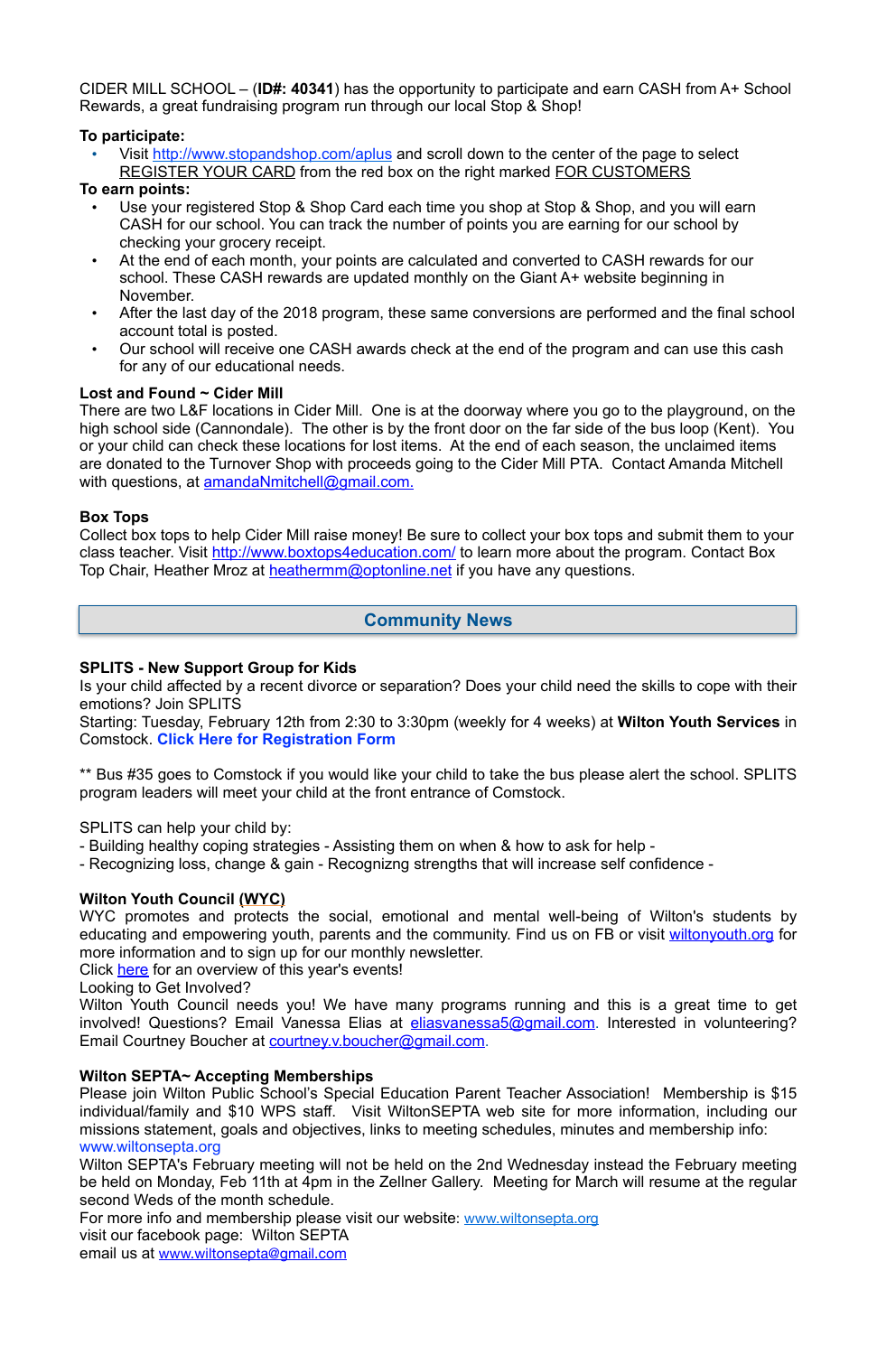CIDER MILL SCHOOL – (**ID#: 40341**) has the opportunity to participate and earn CASH from A+ School Rewards, a great fundraising program run through our local Stop & Shop!

**To participate:**

- Visit http://www.stopandshop.com/aplus and scroll down to the center of the page to select REGISTER YOUR CARD from the red box on the right marked FOR CUSTOMERS

**To earn points:**

- Use your registered Stop & Shop Card each time you shop at Stop & Shop, and you will earn CASH for our school. You can track the number of points you are earning for our school by checking your grocery receipt.
- At the end of each month, your points are calculated and converted to CASH rewards for our school. These CASH rewards are updated monthly on the Giant A+ website beginning in November.
- After the last day of the 2018 program, these same conversions are performed and the final school account total is posted.
- Our school will receive one CASH awards check at the end of the program and can use this cash for any of our educational needs.

**Lost and Found ~ Cider Mill**

There are two L&F locations in Cider Mill. One is at the doorway where you go to the playground, on the high school side (Cannondale). The other is by the front door on the far side of the bus loop (Kent). You or your child can check these locations for lost items. At the end of each season, the unclaimed items are donated to the Turnover Shop with proceeds going to the Cider Mill PTA. Contact Amanda Mitchell with questions, at amandaNmitchell@gmail.com.

**Box Tops**

Collect box tops to help Cider Mill raise money! Be sure to collect your box tops and submit them to your class teacher. Visit http://www.boxtops4education.com/ to learn more about the program. Contact Box Top Chair, Heather Mroz at heathermm@optonline.net if you have any questions.

## Community News

**SPLITS - New Support Group for Kids**

Is your child affected by a recent divorce or separation? Does your child need the skills to cope with their emotions? Join SPLITS

Starting: Tuesday, February 12th from 2:30 to 3:30pm (weekly for 4 weeks) at **Wilton Youth Services** in Comstock. **Click Here for Registration Form**

** Bus #35 goes to Comstock if you would like your child to take the bus please alert the school. SPLITS program leaders will meet your child at the front entrance of Comstock.

SPLITS can help your child by:

- Building healthy coping strategies - Assisting them on when & how to ask for help -
- Recognizing loss, change & gain - Recognizng strengths that will increase self confidence -

**Wilton Youth Council (WYC)**

WYC promotes and protects the social, emotional and mental well-being of Wilton's students by educating and empowering youth, parents and the community. Find us on FB or visit wiltonyouth.org for more information and to sign up for our monthly newsletter.

Click here for an overview of this year's events!

Looking to Get Involved?

Wilton Youth Council needs you! We have many programs running and this is a great time to get involved! Questions? Email Vanessa Elias at eliasvanessa5@gmail.com. Interested in volunteering? Email Courtney Boucher at courtney.v.boucher@gmail.com.

**Wilton SEPTA~ Accepting Memberships**

Please join Wilton Public School's Special Education Parent Teacher Association! Membership is $15 individual/family and $10 WPS staff. Visit WiltonSEPTA web site for more information, including our missions statement, goals and objectives, links to meeting schedules, minutes and membership info: www.wiltonsepta.org

Wilton SEPTA's February meeting will not be held on the 2nd Wednesday instead the February meeting be held on Monday, Feb 11th at 4pm in the Zellner Gallery. Meeting for March will resume at the regular second Weds of the month schedule.

For more info and membership please visit our website: www.wiltonsepta.org

visit our facebook page: Wilton SEPTA

email us at www.wiltonsepta@gmail.com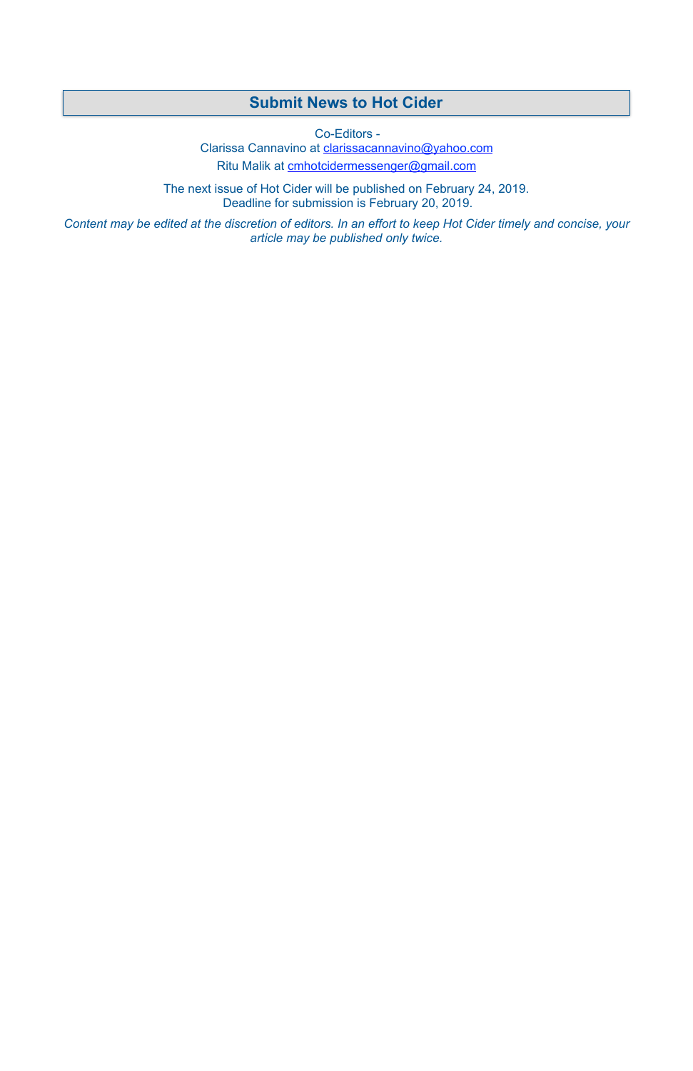## Submit News to Hot Cider

Co-Editors -
Clarissa Cannavino at clarissacannavino@yahoo.com
Ritu Malik at cmhotcidermessenger@gmail.com

The next issue of Hot Cider will be published on February 24, 2019.
Deadline for submission is February 20, 2019.

*Content may be edited at the discretion of editors. In an effort to keep Hot Cider timely and concise, your article may be published only twice.*